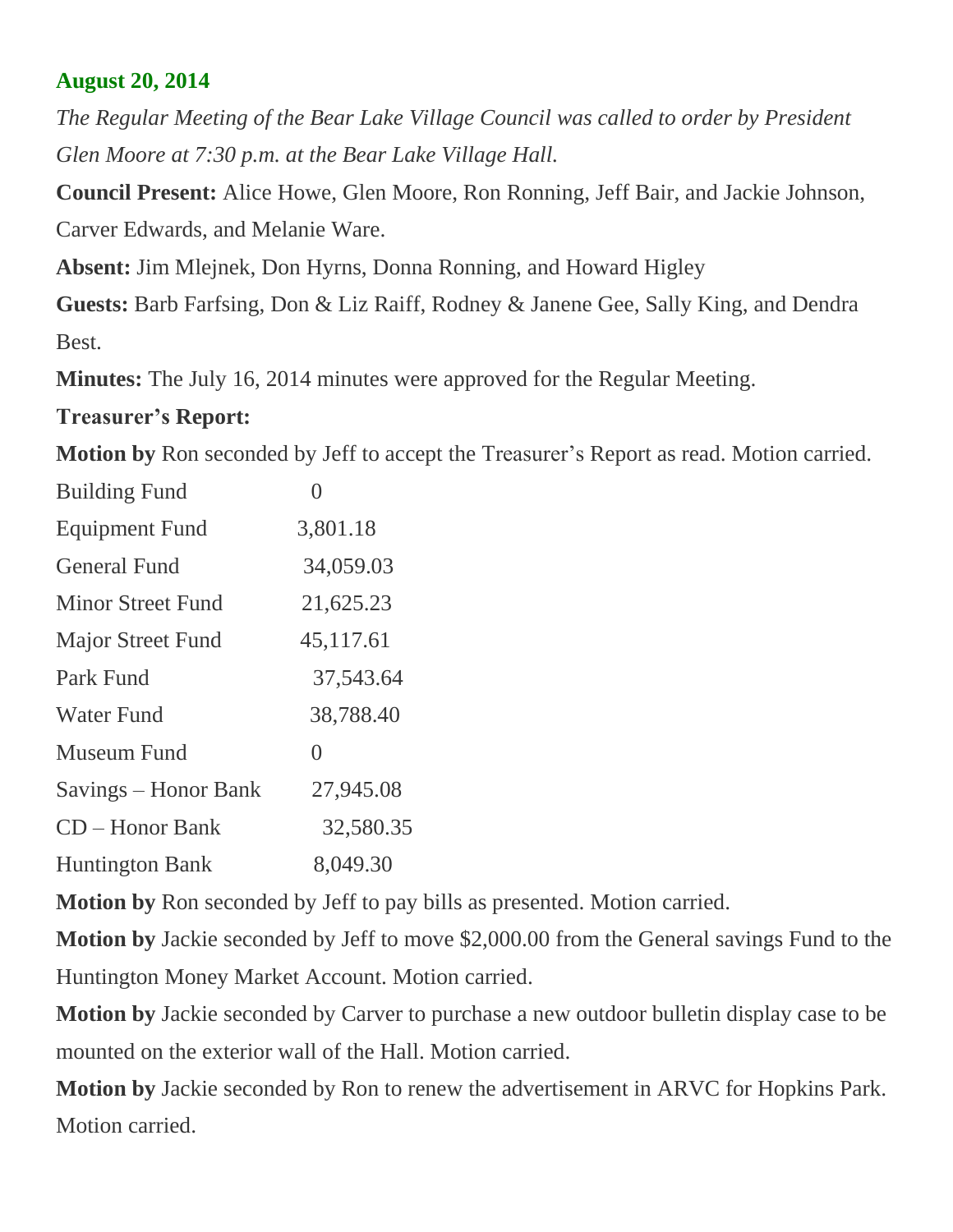**August 20, 2014**

*The Regular Meeting of the Bear Lake Village Council was called to order by President Glen Moore at 7:30 p.m. at the Bear Lake Village Hall.*

**Council Present:** Alice Howe, Glen Moore, Ron Ronning, Jeff Bair, and Jackie Johnson, Carver Edwards, and Melanie Ware.

**Absent:** Jim Mlejnek, Don Hyrns, Donna Ronning, and Howard Higley

**Guests:** Barb Farfsing, Don & Liz Raiff, Rodney & Janene Gee, Sally King, and Dendra Best.

**Minutes:** The July 16, 2014 minutes were approved for the Regular Meeting.

**Treasurer's Report:**

**Motion by** Ron seconded by Jeff to accept the Treasurer's Report as read. Motion carried.

| | |
|---|---|
| Building Fund | 0 |
| Equipment Fund | 3,801.18 |
| General Fund | 34,059.03 |
| Minor Street Fund | 21,625.23 |
| Major Street Fund | 45,117.61 |
| Park Fund | 37,543.64 |
| Water Fund | 38,788.40 |
| Museum Fund | 0 |
| Savings – Honor Bank | 27,945.08 |
| CD – Honor Bank | 32,580.35 |
| Huntington Bank | 8,049.30 |

**Motion by** Ron seconded by Jeff to pay bills as presented. Motion carried.

**Motion by** Jackie seconded by Jeff to move $2,000.00 from the General savings Fund to the Huntington Money Market Account. Motion carried.

**Motion by** Jackie seconded by Carver to purchase a new outdoor bulletin display case to be mounted on the exterior wall of the Hall. Motion carried.

**Motion by** Jackie seconded by Ron to renew the advertisement in ARVC for Hopkins Park. Motion carried.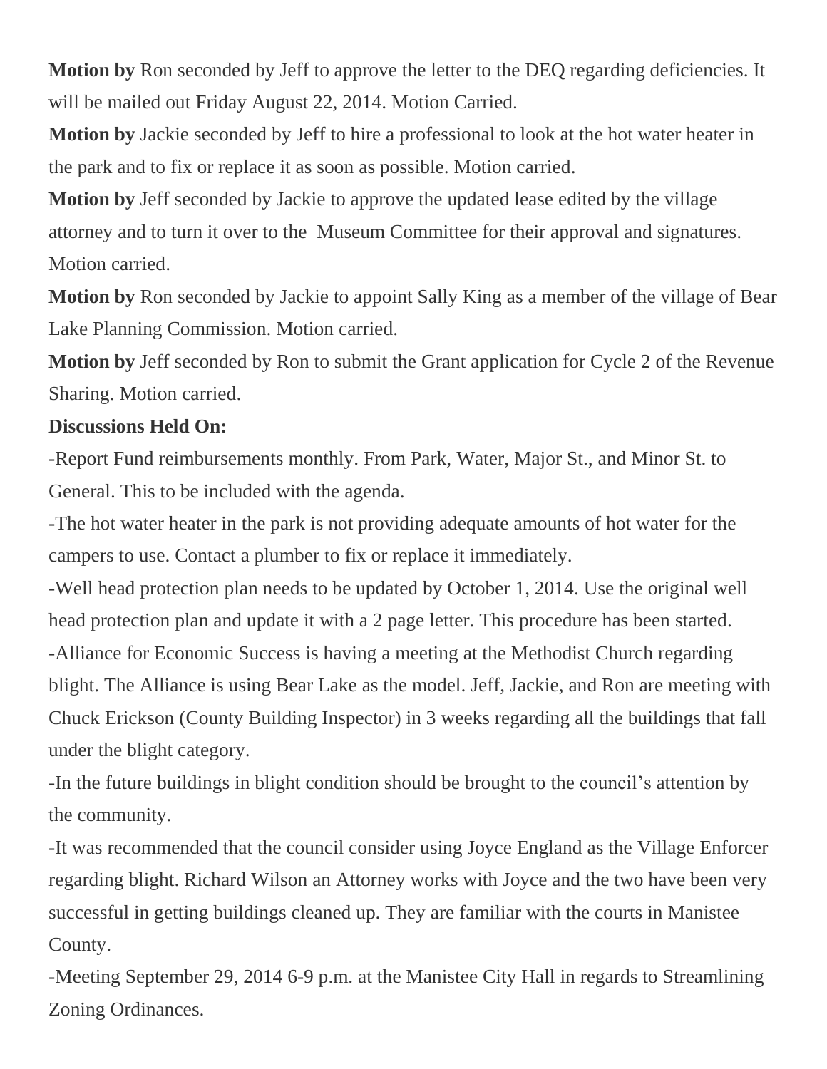**Motion by** Ron seconded by Jeff to approve the letter to the DEQ regarding deficiencies. It will be mailed out Friday August 22, 2014. Motion Carried.

**Motion by** Jackie seconded by Jeff to hire a professional to look at the hot water heater in the park and to fix or replace it as soon as possible. Motion carried.

**Motion by** Jeff seconded by Jackie to approve the updated lease edited by the village attorney and to turn it over to the Museum Committee for their approval and signatures. Motion carried.

**Motion by** Ron seconded by Jackie to appoint Sally King as a member of the village of Bear Lake Planning Commission. Motion carried.

**Motion by** Jeff seconded by Ron to submit the Grant application for Cycle 2 of the Revenue Sharing. Motion carried.

**Discussions Held On:**

-Report Fund reimbursements monthly. From Park, Water, Major St., and Minor St. to General. This to be included with the agenda.

-The hot water heater in the park is not providing adequate amounts of hot water for the campers to use. Contact a plumber to fix or replace it immediately.

-Well head protection plan needs to be updated by October 1, 2014. Use the original well head protection plan and update it with a 2 page letter. This procedure has been started.

-Alliance for Economic Success is having a meeting at the Methodist Church regarding blight. The Alliance is using Bear Lake as the model. Jeff, Jackie, and Ron are meeting with Chuck Erickson (County Building Inspector) in 3 weeks regarding all the buildings that fall under the blight category.

-In the future buildings in blight condition should be brought to the council's attention by the community.

-It was recommended that the council consider using Joyce England as the Village Enforcer regarding blight. Richard Wilson an Attorney works with Joyce and the two have been very successful in getting buildings cleaned up. They are familiar with the courts in Manistee County.

-Meeting September 29, 2014 6-9 p.m. at the Manistee City Hall in regards to Streamlining Zoning Ordinances.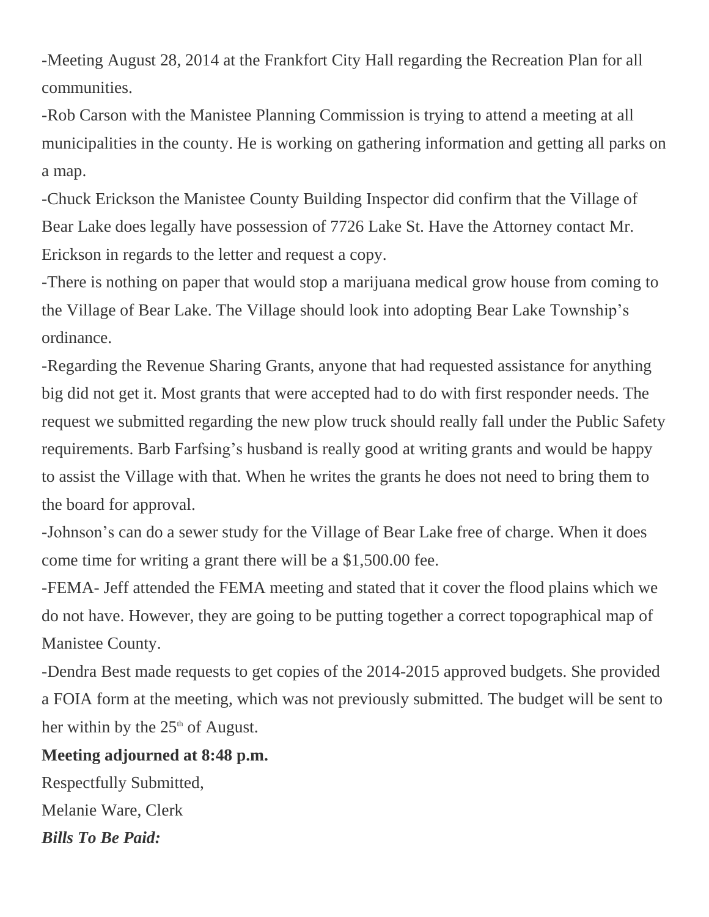-Meeting August 28, 2014 at the Frankfort City Hall regarding the Recreation Plan for all communities.

-Rob Carson with the Manistee Planning Commission is trying to attend a meeting at all municipalities in the county. He is working on gathering information and getting all parks on a map.

-Chuck Erickson the Manistee County Building Inspector did confirm that the Village of Bear Lake does legally have possession of 7726 Lake St. Have the Attorney contact Mr. Erickson in regards to the letter and request a copy.

-There is nothing on paper that would stop a marijuana medical grow house from coming to the Village of Bear Lake. The Village should look into adopting Bear Lake Township's ordinance.

-Regarding the Revenue Sharing Grants, anyone that had requested assistance for anything big did not get it. Most grants that were accepted had to do with first responder needs. The request we submitted regarding the new plow truck should really fall under the Public Safety requirements. Barb Farfsing's husband is really good at writing grants and would be happy to assist the Village with that. When he writes the grants he does not need to bring them to the board for approval.

-Johnson's can do a sewer study for the Village of Bear Lake free of charge. When it does come time for writing a grant there will be a $1,500.00 fee.

-FEMA- Jeff attended the FEMA meeting and stated that it cover the flood plains which we do not have. However, they are going to be putting together a correct topographical map of Manistee County.

-Dendra Best made requests to get copies of the 2014-2015 approved budgets. She provided a FOIA form at the meeting, which was not previously submitted. The budget will be sent to her within by the 25th of August.

**Meeting adjourned at 8:48 p.m.**

Respectfully Submitted,

Melanie Ware, Clerk

***Bills To Be Paid:***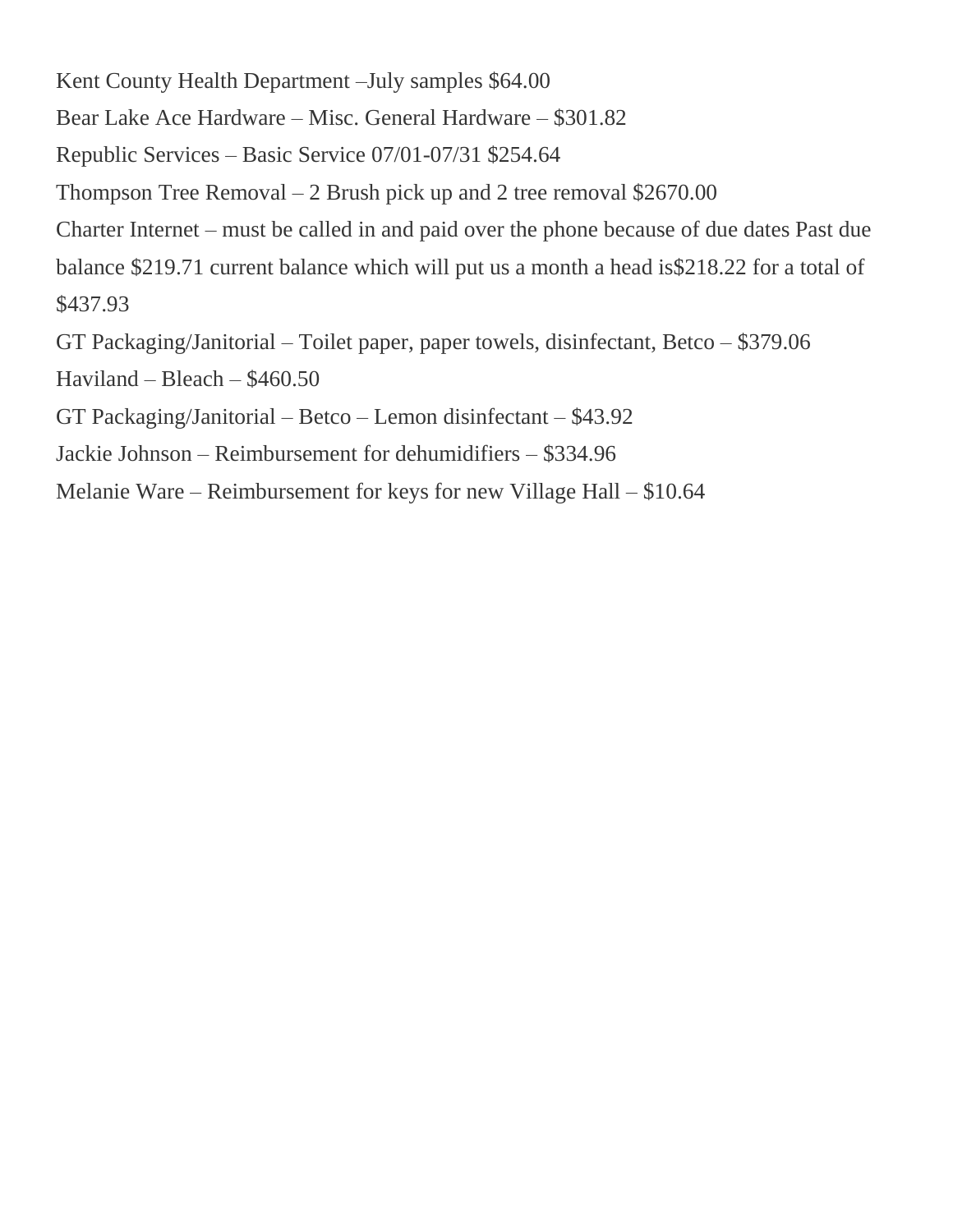Kent County Health Department –July samples $64.00

Bear Lake Ace Hardware – Misc. General Hardware – $301.82

Republic Services – Basic Service 07/01-07/31 $254.64

Thompson Tree Removal – 2 Brush pick up and 2 tree removal $2670.00

Charter Internet – must be called in and paid over the phone because of due dates Past due balance $219.71 current balance which will put us a month a head is$218.22 for a total of $437.93

GT Packaging/Janitorial – Toilet paper, paper towels, disinfectant, Betco – $379.06

Haviland – Bleach – $460.50

GT Packaging/Janitorial – Betco – Lemon disinfectant – $43.92

Jackie Johnson – Reimbursement for dehumidifiers – $334.96

Melanie Ware – Reimbursement for keys for new Village Hall – $10.64